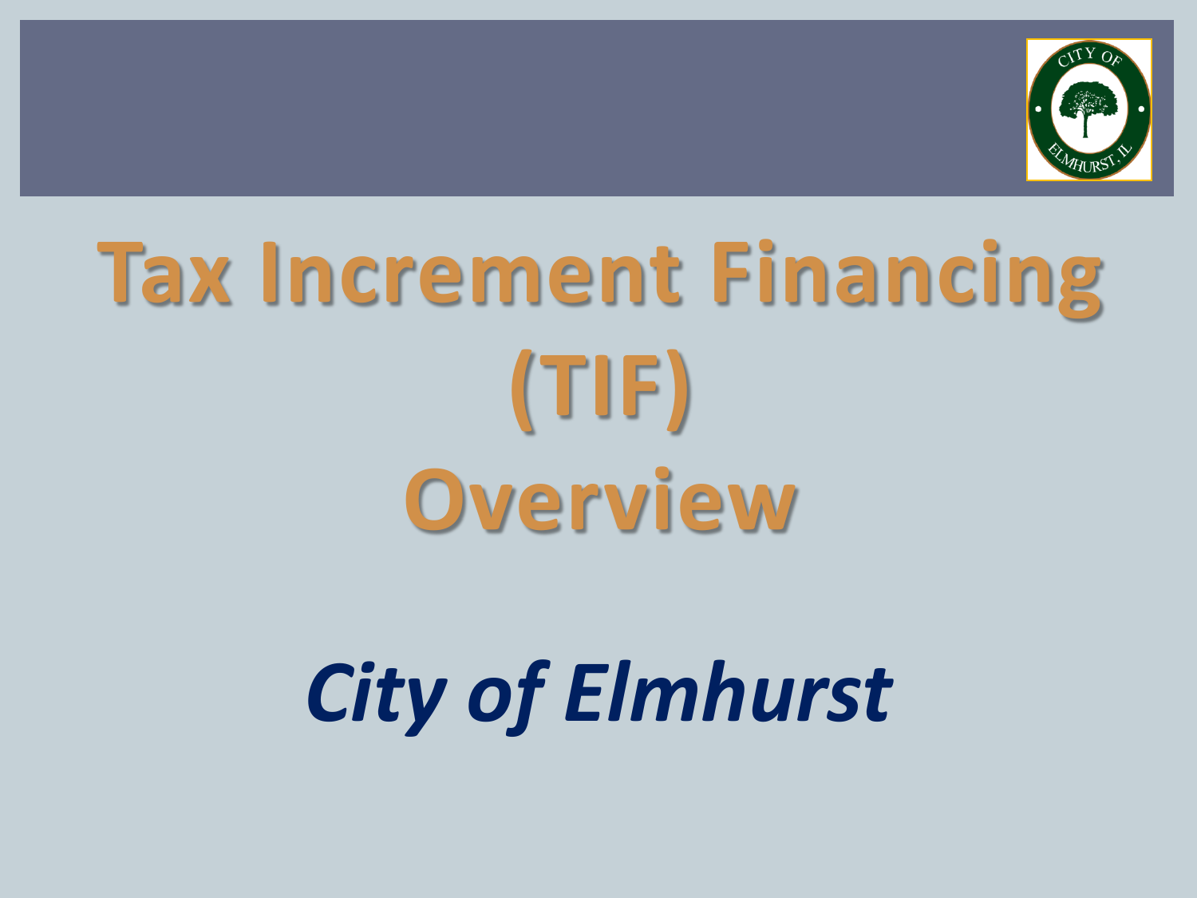# Tax Increment Financing (TIF) Overview

*City of Elmhurst*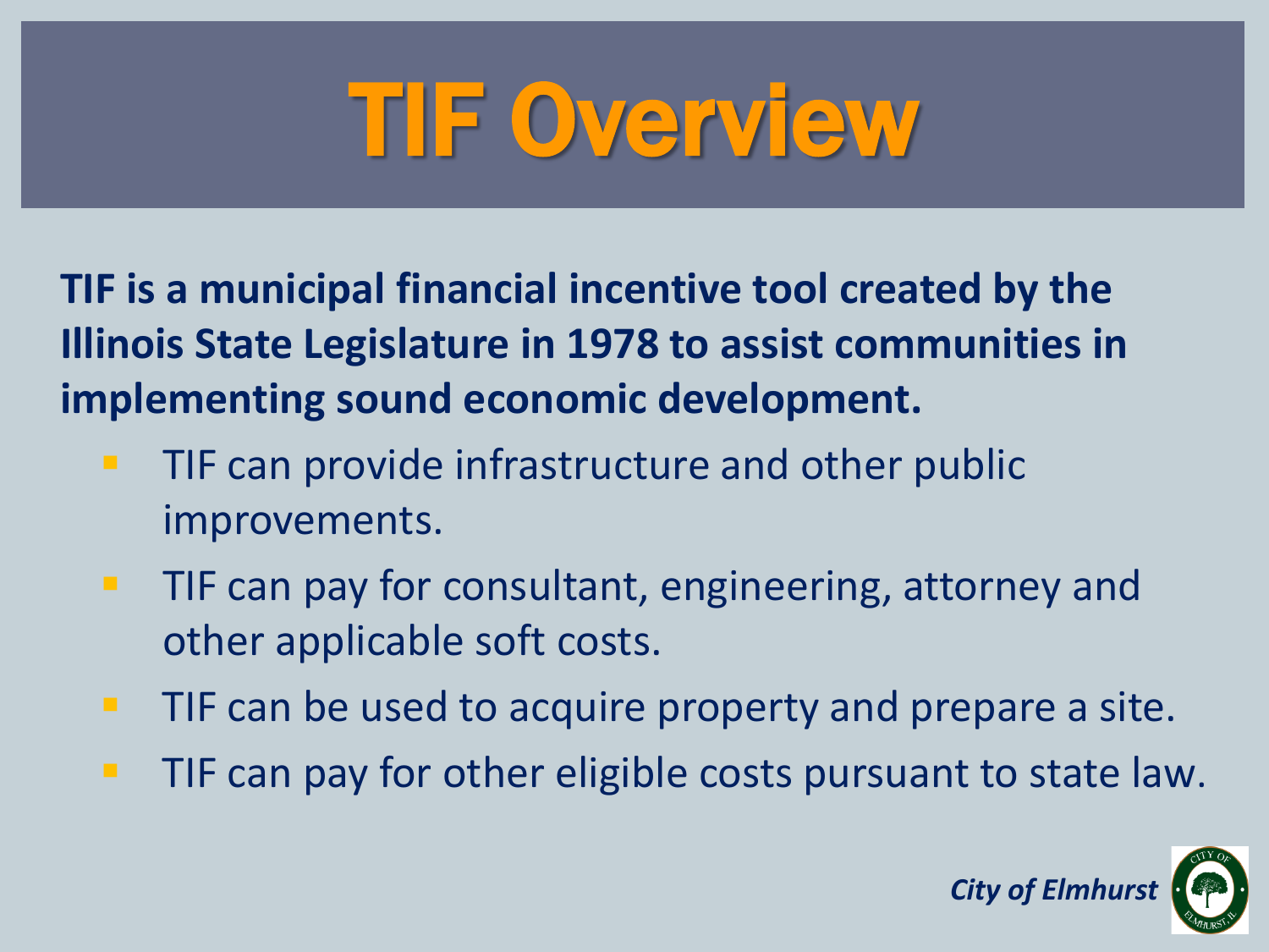# TIF Overview

**TIF is a municipal financial incentive tool created by the Illinois State Legislature in 1978 to assist communities in implementing sound economic development.**

- TIF can provide infrastructure and other public improvements.
- TIF can pay for consultant, engineering, attorney and other applicable soft costs.
- TIF can be used to acquire property and prepare a site.
- TIF can pay for other eligible costs pursuant to state law.

*City of Elmhurst*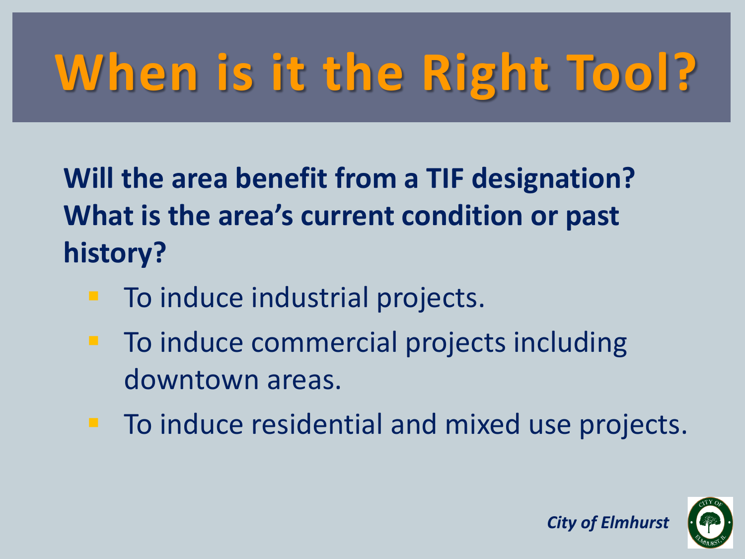# When is it the Right Tool?

**Will the area benefit from a TIF designation? What is the area's current condition or past history?**

- To induce industrial projects.
- To induce commercial projects including downtown areas.
- To induce residential and mixed use projects.

***City of Elmhurst***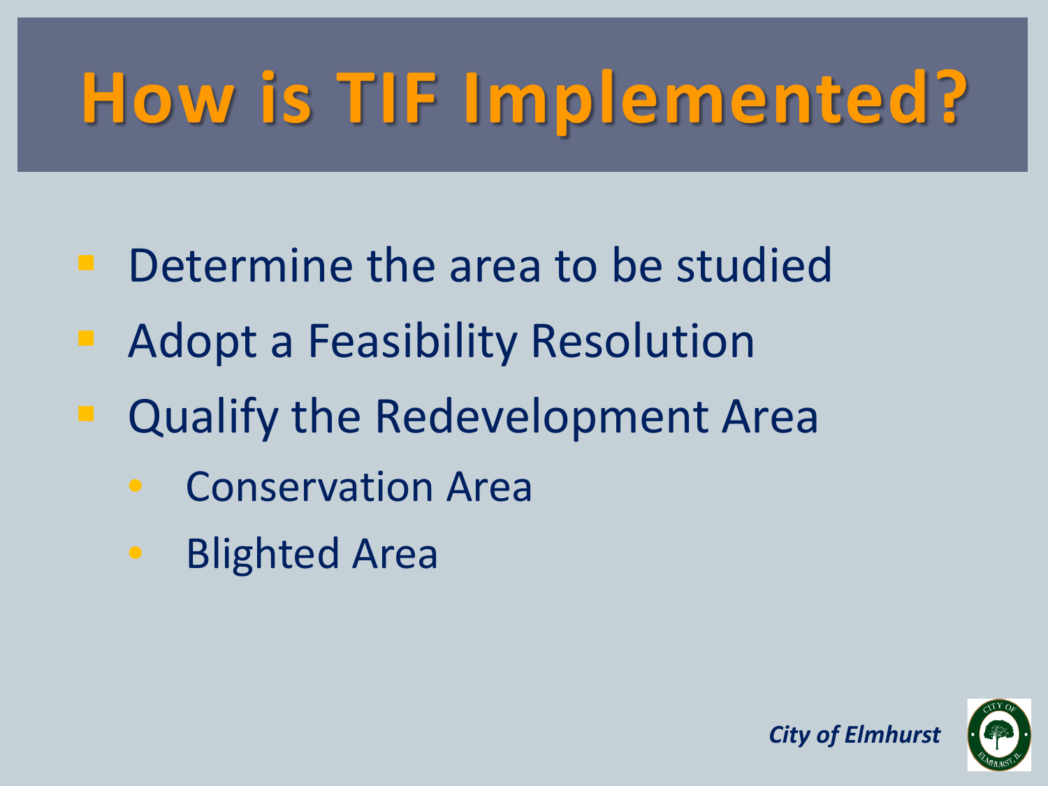# How is TIF Implemented?

- Determine the area to be studied
- Adopt a Feasibility Resolution
- Qualify the Redevelopment Area
  - Conservation Area
  - Blighted Area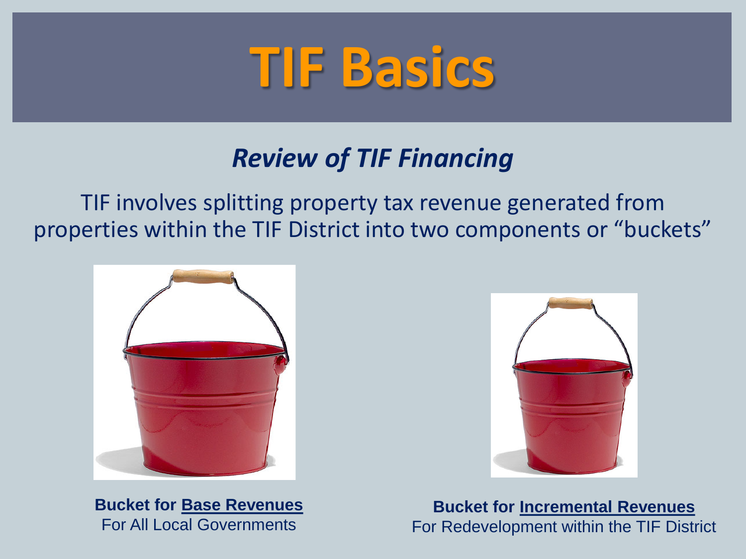# TIF Basics

## *Review of TIF Financing*

TIF involves splitting property tax revenue generated from properties within the TIF District into two components or “buckets”

**Bucket for Base Revenues**
For All Local Governments

**Bucket for Incremental Revenues**
For Redevelopment within the TIF District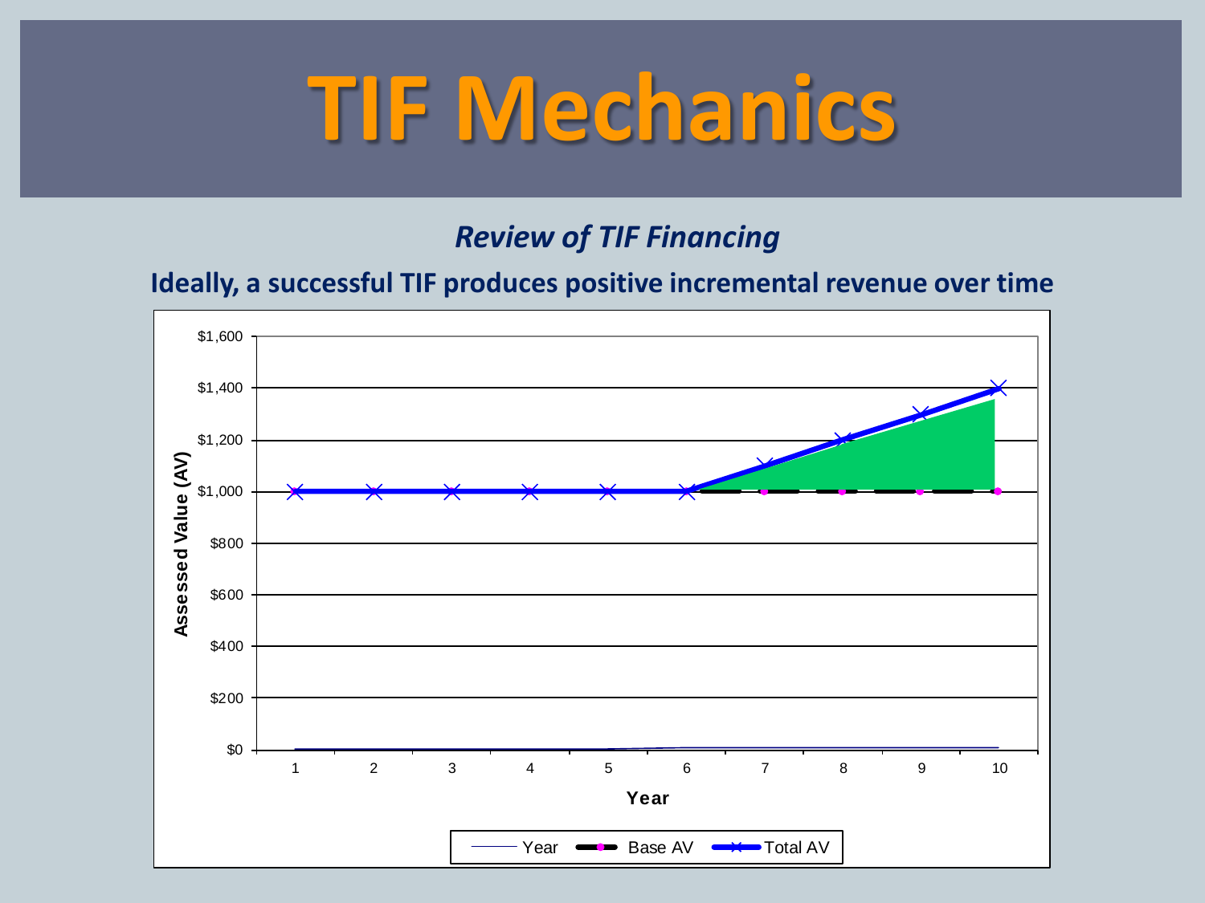# TIF Mechanics

***Review of TIF Financing***

**Ideally, a successful TIF produces positive incremental revenue over time**

Assessed Value (AV)

$1,600
$1,400
$1,200
$1,000
$800
$600
$400
$200
$0

1 2 3 4 5 6 7 8 9 10

Year

Year — Base AV — Total AV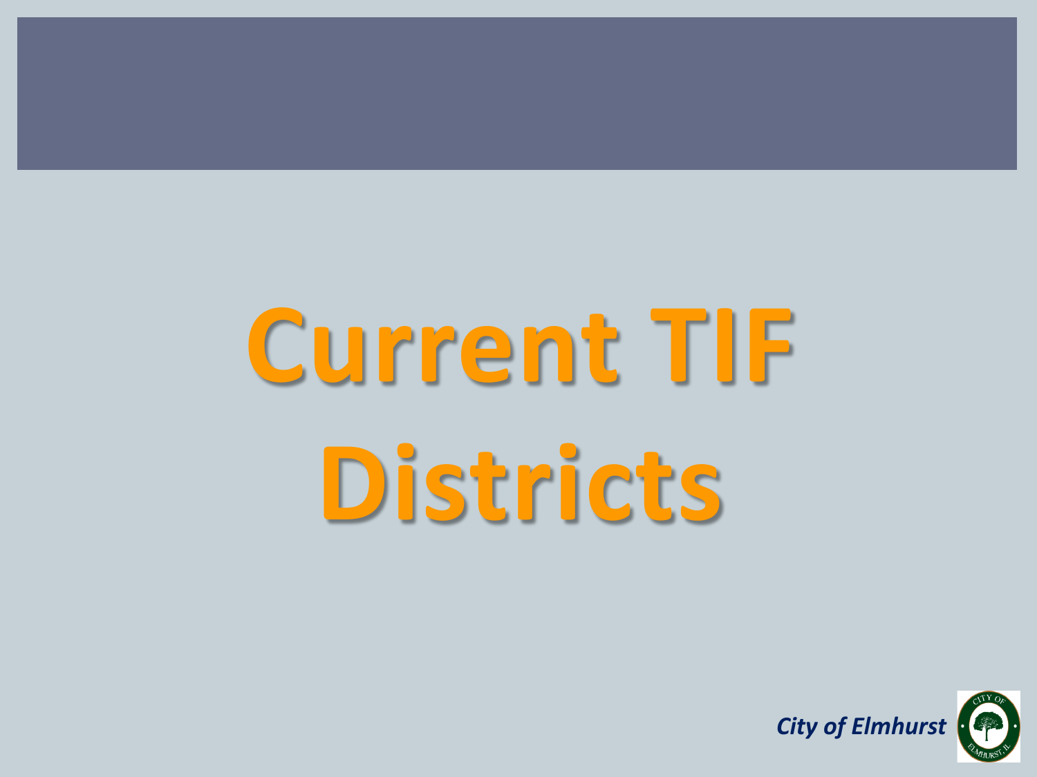# Current TIF Districts

*City of Elmhurst*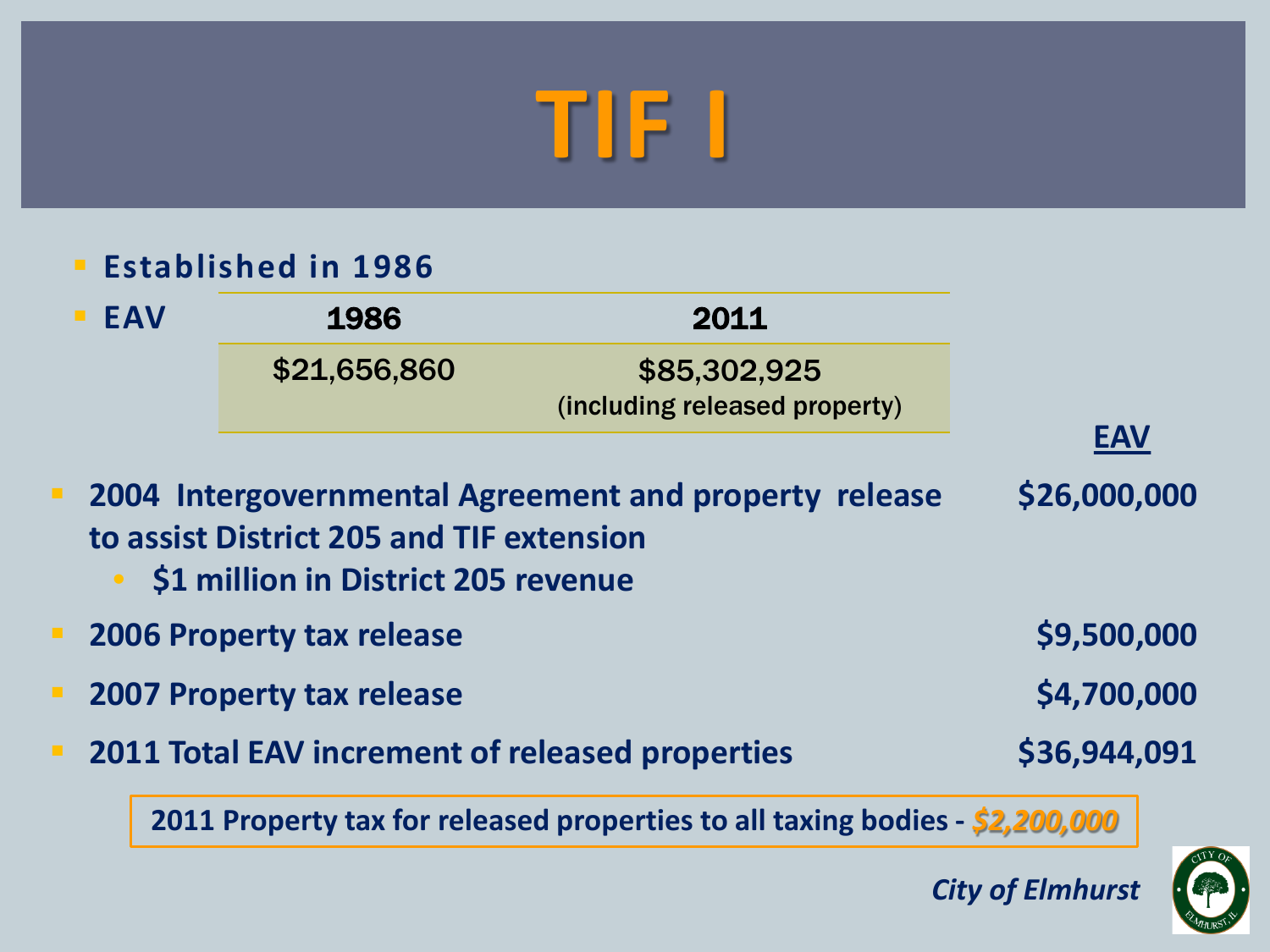# TIF I

- **Established in 1986**
- **EAV**

| 1986 | 2011 |
| --- | --- |
| $21,656,860 | $85,302,925 (including released property) |

| | EAV |
| --- | --- |
| 2004 Intergovernmental Agreement and property release to assist District 205 and TIF extension | $26,000,000 |
| • $1 million in District 205 revenue | |
| 2006 Property tax release | $9,500,000 |
| 2007 Property tax release | $4,700,000 |
| 2011 Total EAV increment of released properties | $36,944,091 |

**2011 Property tax for released properties to all taxing bodies - *$2,200,000***

*City of Elmhurst*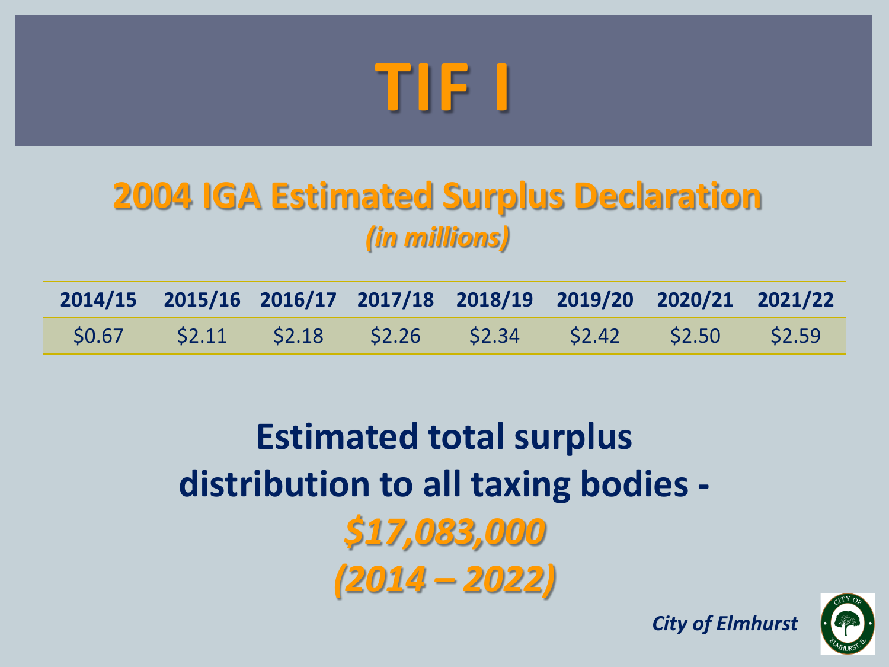# TIF I

## 2004 IGA Estimated Surplus Declaration

*(in millions)*

| 2014/15 | 2015/16 | 2016/17 | 2017/18 | 2018/19 | 2019/20 | 2020/21 | 2021/22 |
|---|---|---|---|---|---|---|---|
| $0.67 | $2.11 | $2.18 | $2.26 | $2.34 | $2.42 | $2.50 | $2.59 |

**Estimated total surplus distribution to all taxing bodies -**

***$17,083,000***

***(2014 – 2022)***

*City of Elmhurst*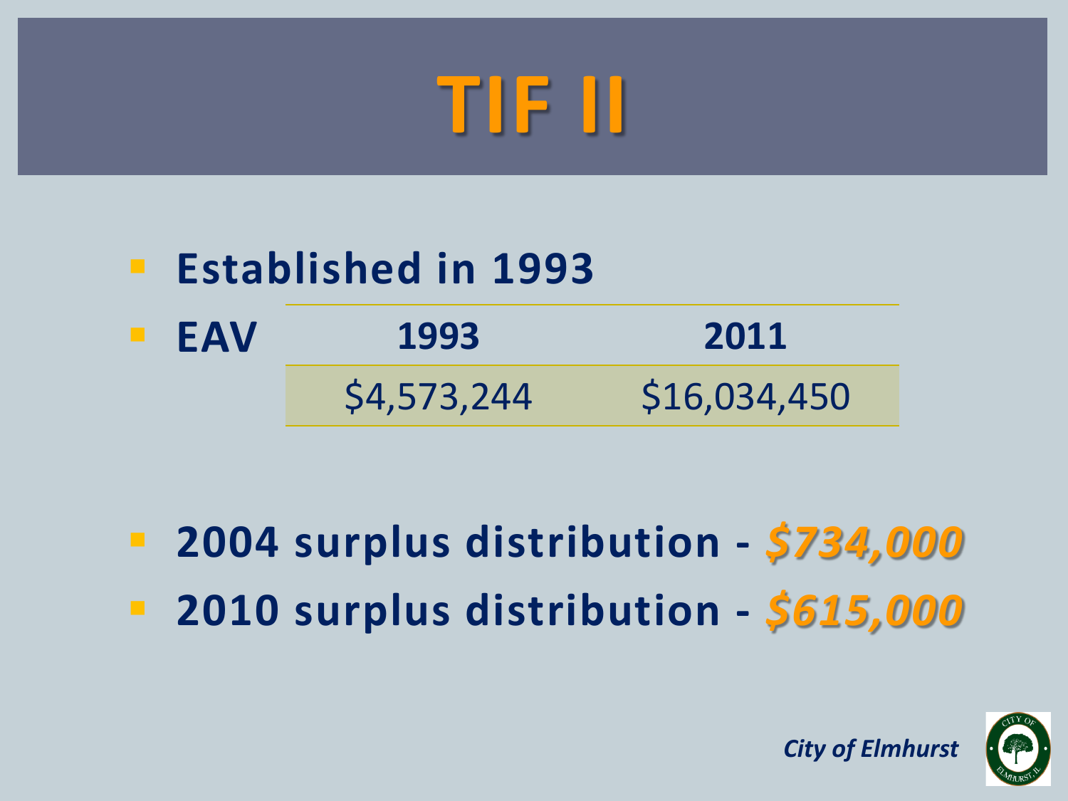# TIF II

- **Established in 1993**
- **EAV**

| 1993 | 2011 |
| --- | --- |
| $4,573,244 | $16,034,450 |

- **2004 surplus distribution -** ***$734,000***
- **2010 surplus distribution -** ***$615,000***

*City of Elmhurst*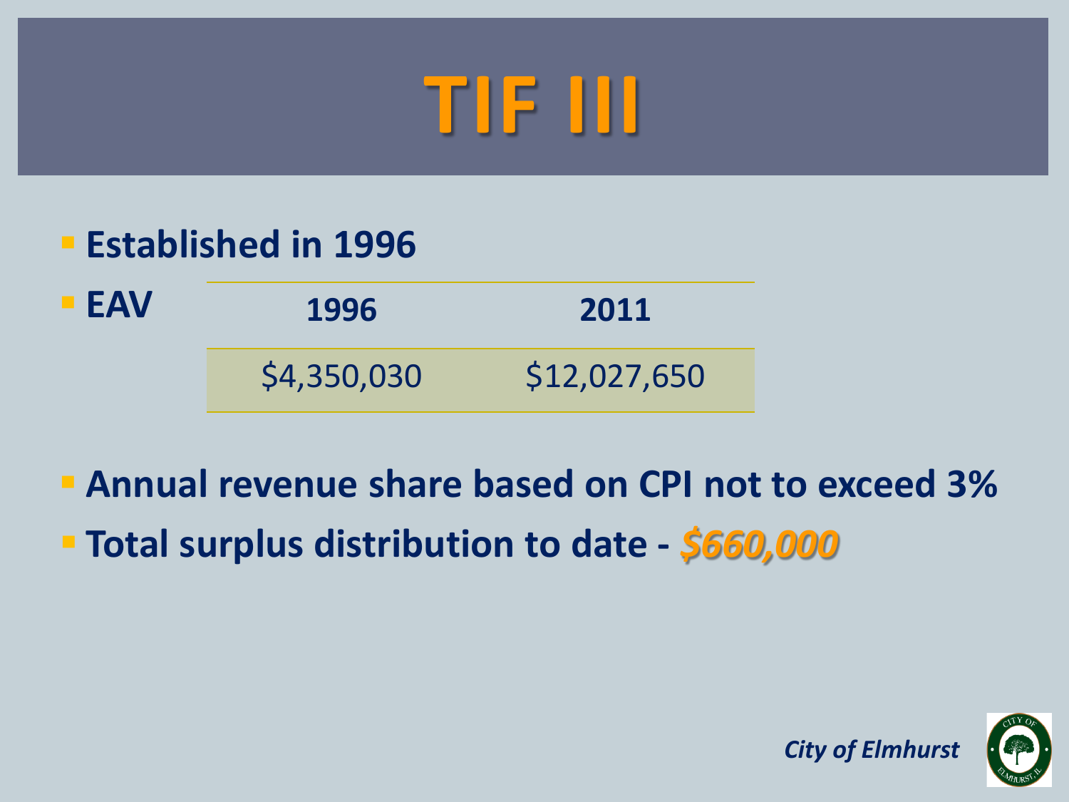# TIF III

- **Established in 1996**
- **EAV**

| 1996 | 2011 |
|---|---|
| $4,350,030 | $12,027,650 |

- **Annual revenue share based on CPI not to exceed 3%**
- **Total surplus distribution to date -** ***$660,000***

*City of Elmhurst*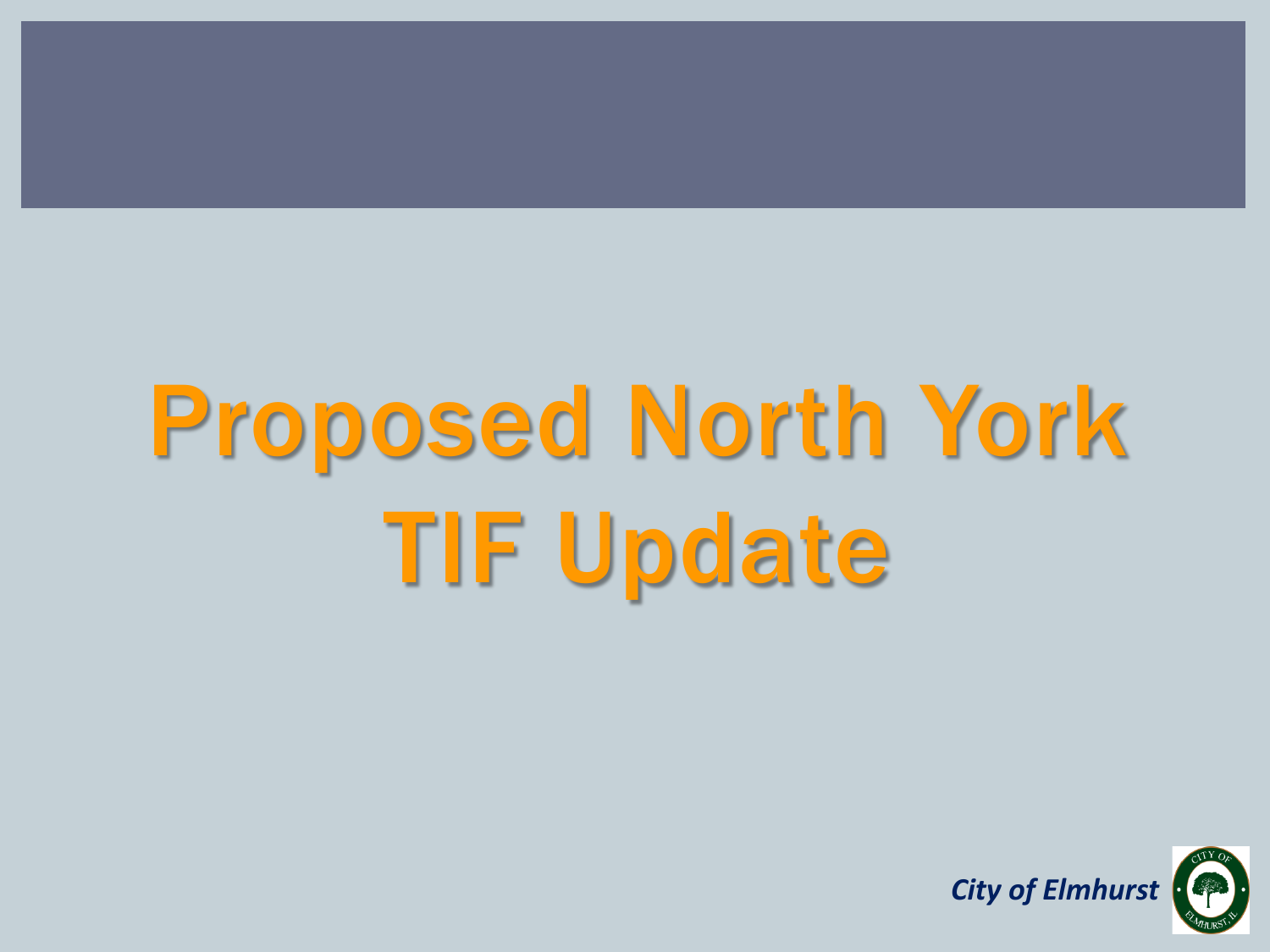# Proposed North York TIF Update

*City of Elmhurst*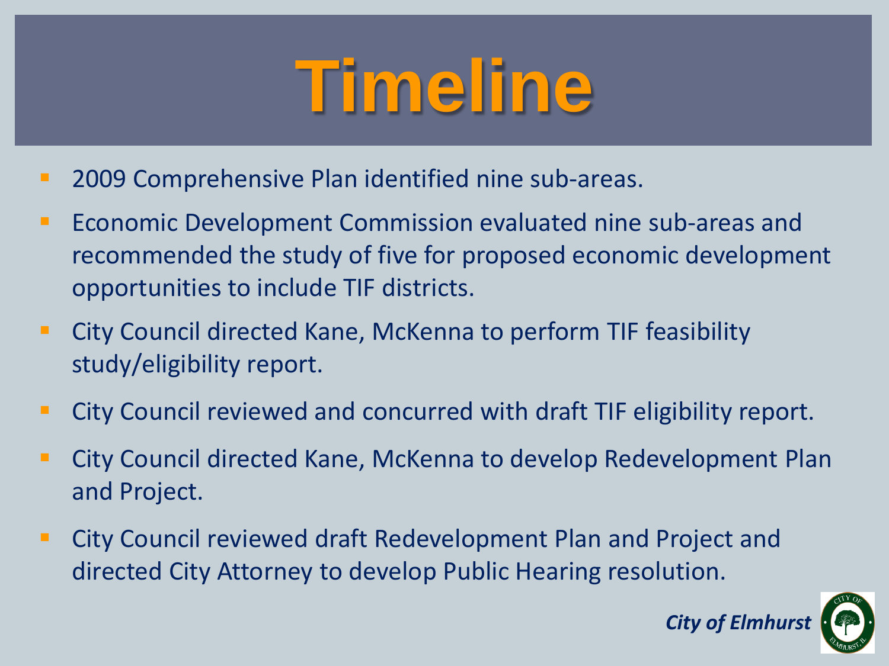# Timeline

- 2009 Comprehensive Plan identified nine sub-areas.
- Economic Development Commission evaluated nine sub-areas and recommended the study of five for proposed economic development opportunities to include TIF districts.
- City Council directed Kane, McKenna to perform TIF feasibility study/eligibility report.
- City Council reviewed and concurred with draft TIF eligibility report.
- City Council directed Kane, McKenna to develop Redevelopment Plan and Project.
- City Council reviewed draft Redevelopment Plan and Project and directed City Attorney to develop Public Hearing resolution.

*City of Elmhurst*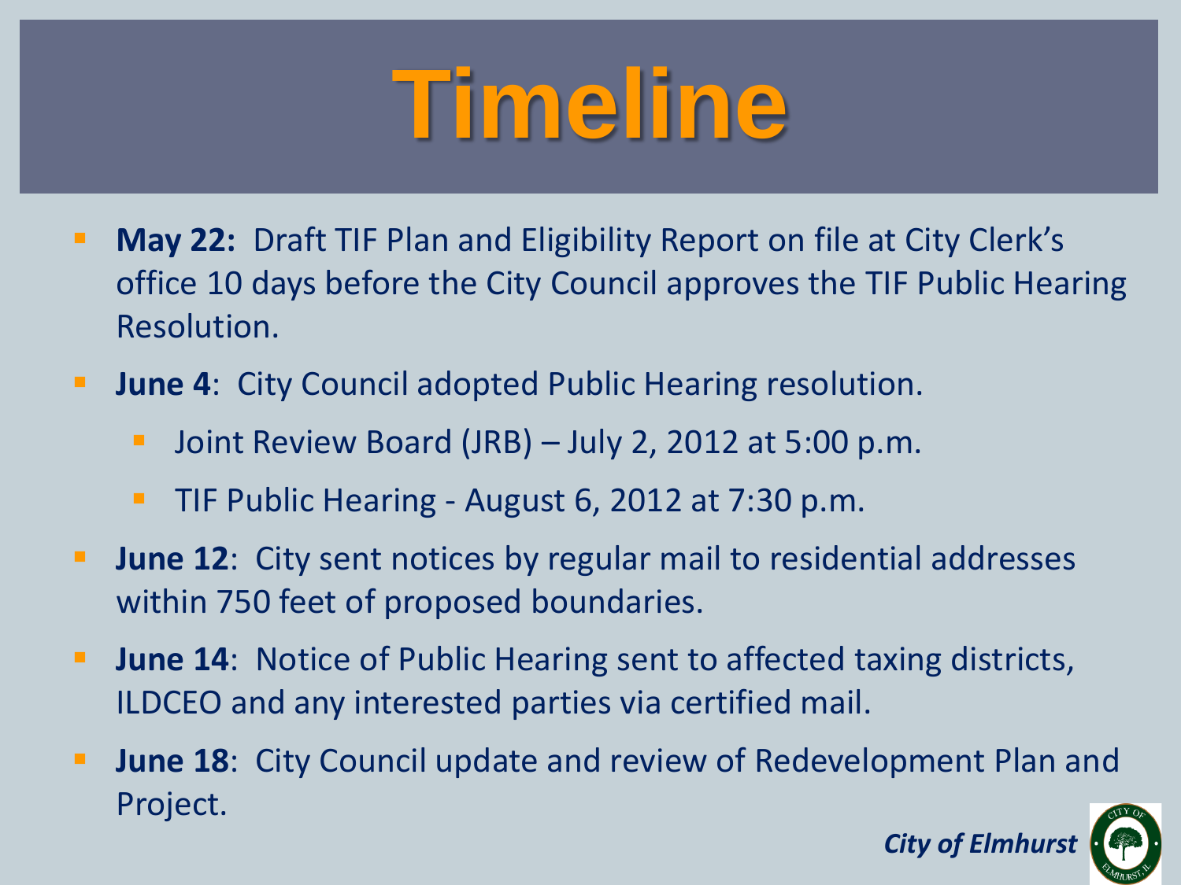# Timeline

- **May 22:** Draft TIF Plan and Eligibility Report on file at City Clerk's office 10 days before the City Council approves the TIF Public Hearing Resolution.
- **June 4**: City Council adopted Public Hearing resolution.
  - Joint Review Board (JRB) – July 2, 2012 at 5:00 p.m.
  - TIF Public Hearing - August 6, 2012 at 7:30 p.m.
- **June 12**: City sent notices by regular mail to residential addresses within 750 feet of proposed boundaries.
- **June 14**: Notice of Public Hearing sent to affected taxing districts, ILDCEO and any interested parties via certified mail.
- **June 18**: City Council update and review of Redevelopment Plan and Project.

***City of Elmhurst***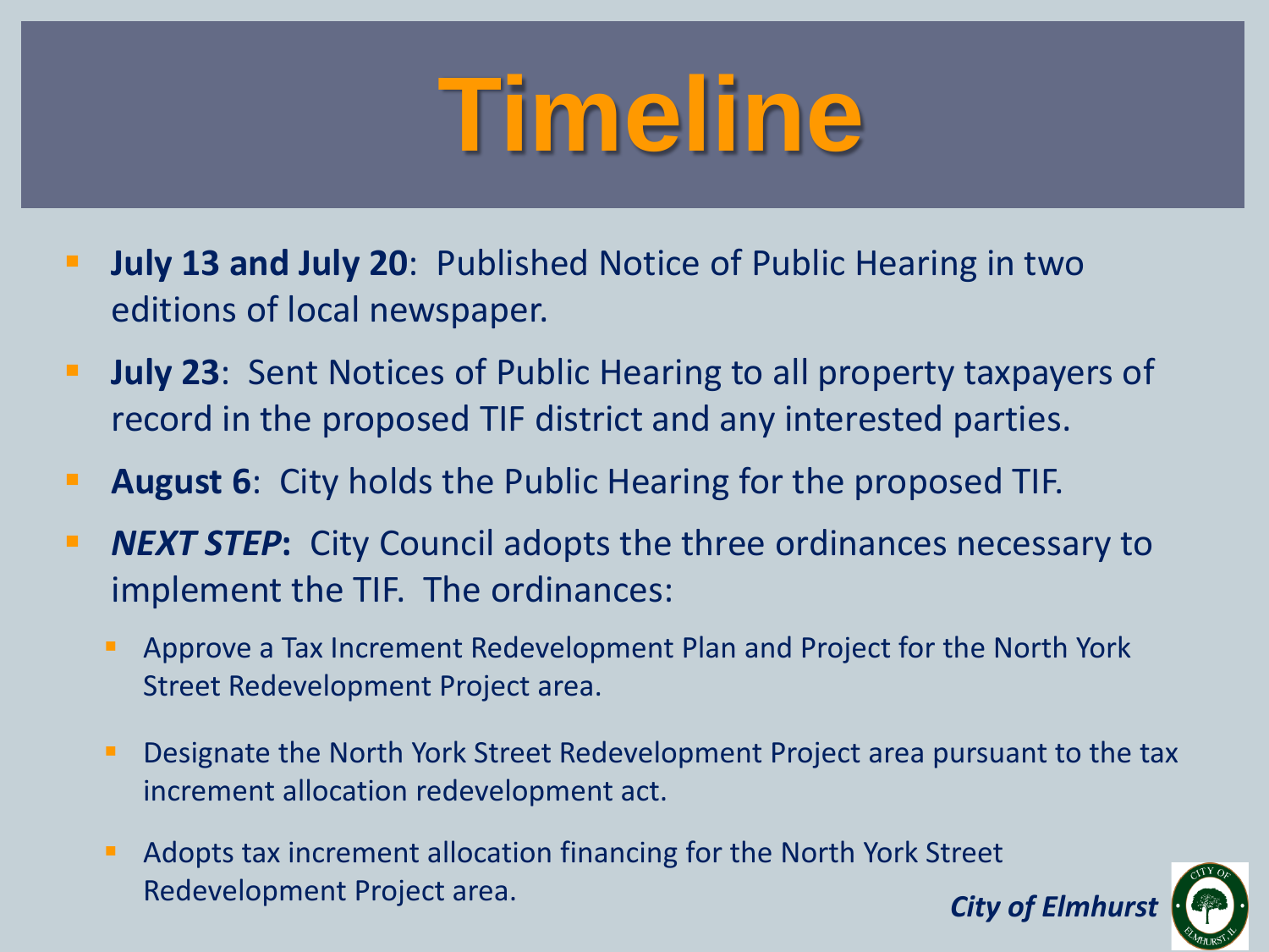# Timeline

- **July 13 and July 20**: Published Notice of Public Hearing in two editions of local newspaper.
- **July 23**: Sent Notices of Public Hearing to all property taxpayers of record in the proposed TIF district and any interested parties.
- **August 6**: City holds the Public Hearing for the proposed TIF.
- ***NEXT STEP*****:** City Council adopts the three ordinances necessary to implement the TIF. The ordinances:
  - Approve a Tax Increment Redevelopment Plan and Project for the North York Street Redevelopment Project area.
  - Designate the North York Street Redevelopment Project area pursuant to the tax increment allocation redevelopment act.
  - Adopts tax increment allocation financing for the North York Street Redevelopment Project area.

***City of Elmhurst***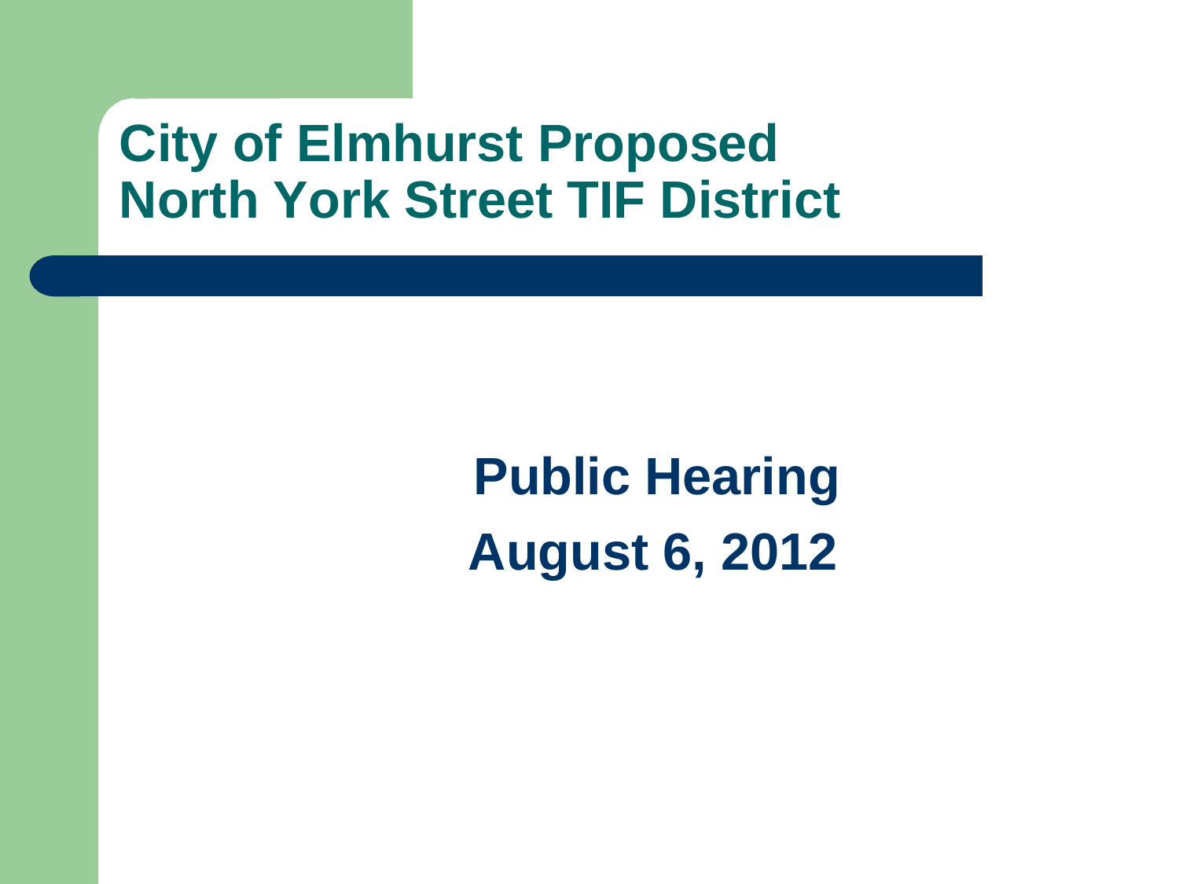# City of Elmhurst Proposed North York Street TIF District

**Public Hearing**

**August 6, 2012**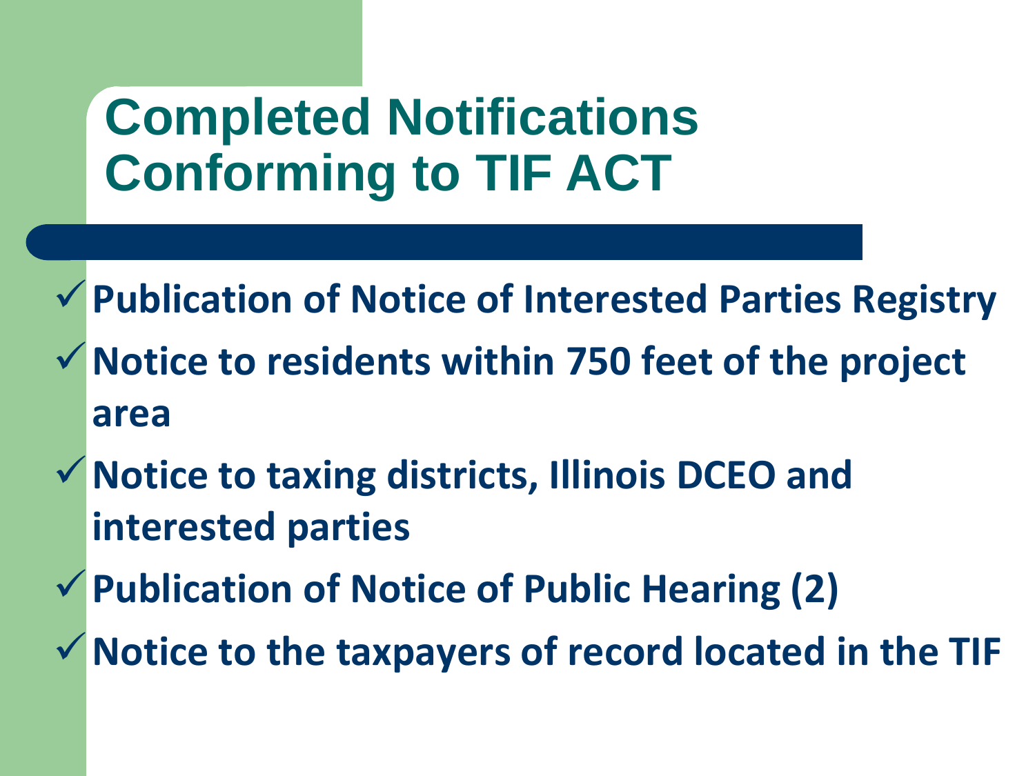# Completed Notifications Conforming to TIF ACT

- ✓ **Publication of Notice of Interested Parties Registry**
- ✓ **Notice to residents within 750 feet of the project area**
- ✓ **Notice to taxing districts, Illinois DCEO and interested parties**
- ✓ **Publication of Notice of Public Hearing (2)**
- ✓ **Notice to the taxpayers of record located in the TIF**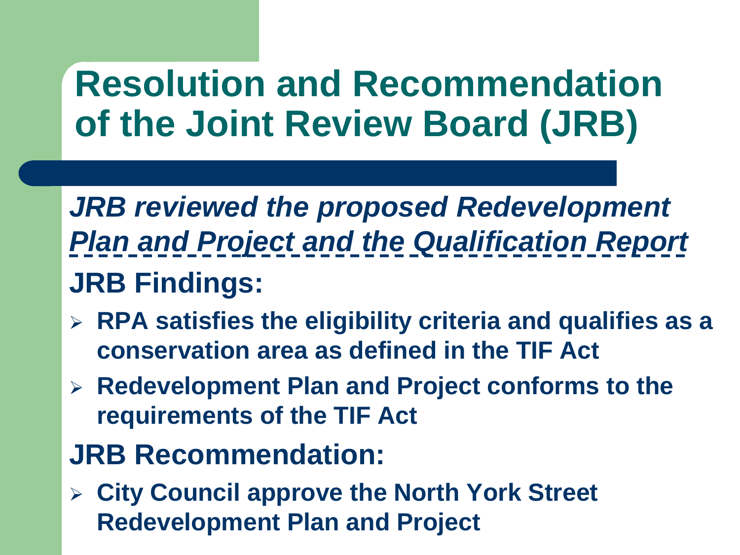# Resolution and Recommendation of the Joint Review Board (JRB)

***JRB reviewed the proposed Redevelopment Plan and Project and the Qualification Report***

## JRB Findings:

- **RPA satisfies the eligibility criteria and qualifies as a conservation area as defined in the TIF Act**
- **Redevelopment Plan and Project conforms to the requirements of the TIF Act**

## JRB Recommendation:

- **City Council approve the North York Street Redevelopment Plan and Project**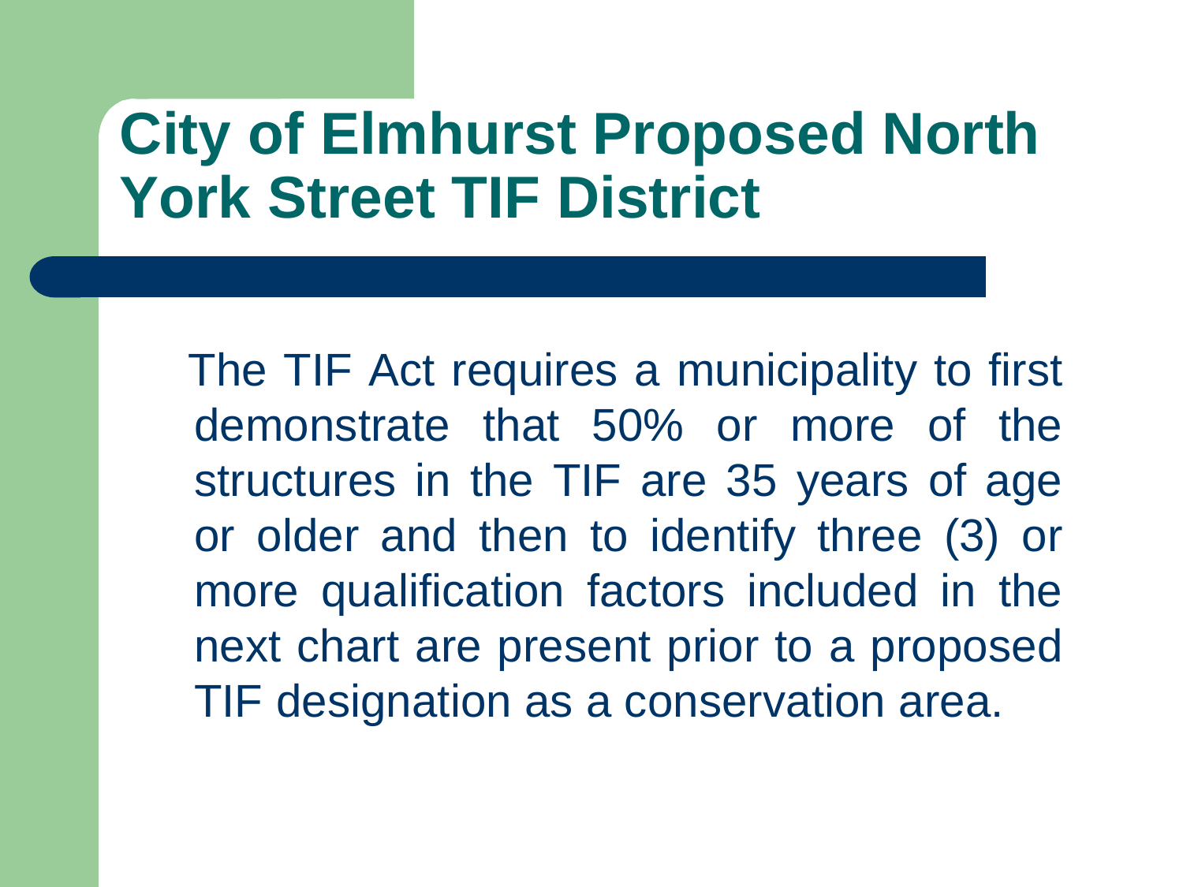# City of Elmhurst Proposed North York Street TIF District

The TIF Act requires a municipality to first demonstrate that 50% or more of the structures in the TIF are 35 years of age or older and then to identify three (3) or more qualification factors included in the next chart are present prior to a proposed TIF designation as a conservation area.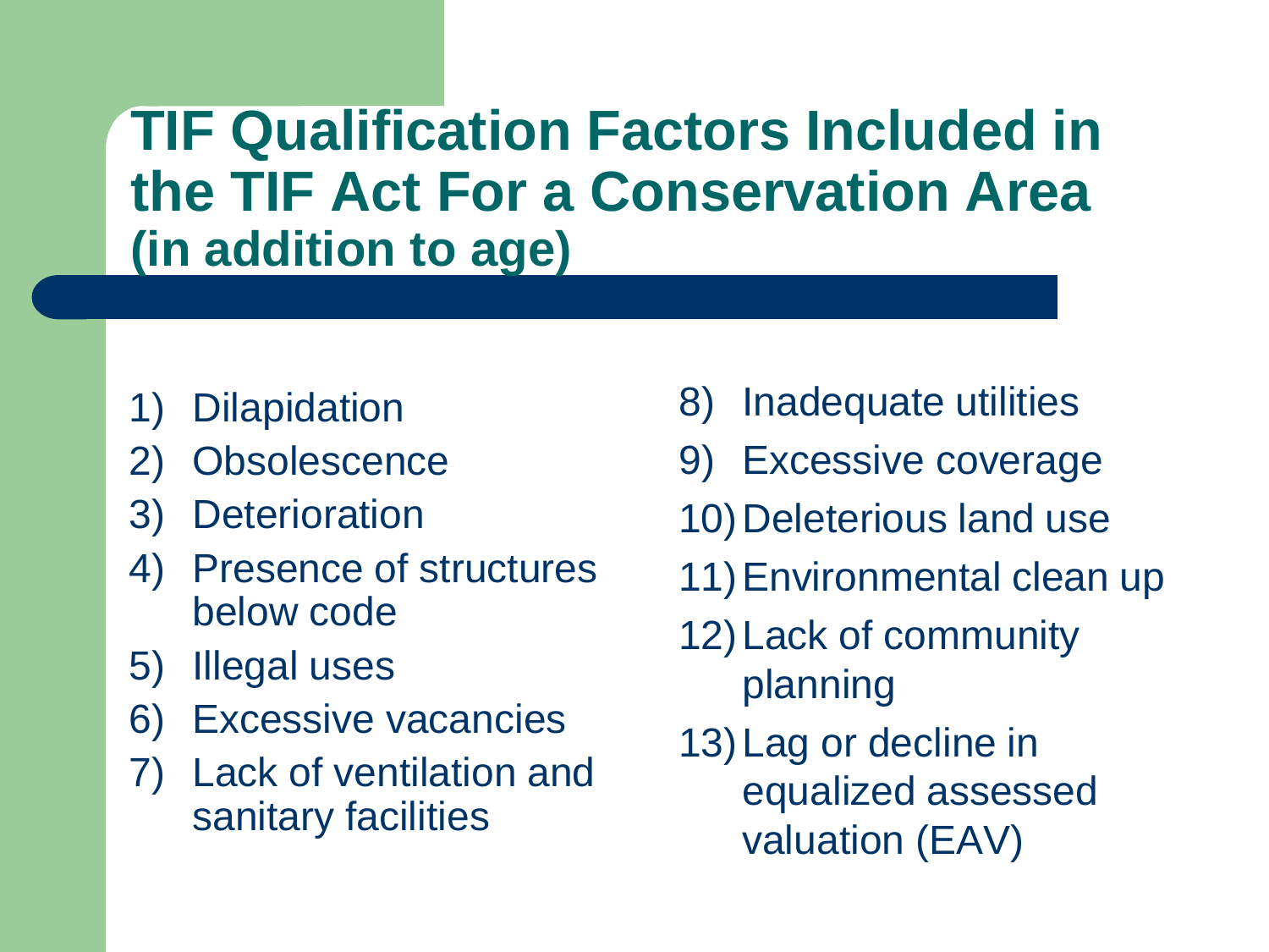# TIF Qualification Factors Included in the TIF Act For a Conservation Area (in addition to age)

1) Dilapidation
2) Obsolescence
3) Deterioration
4) Presence of structures below code
5) Illegal uses
6) Excessive vacancies
7) Lack of ventilation and sanitary facilities
8) Inadequate utilities
9) Excessive coverage
10) Deleterious land use
11) Environmental clean up
12) Lack of community planning
13) Lag or decline in equalized assessed valuation (EAV)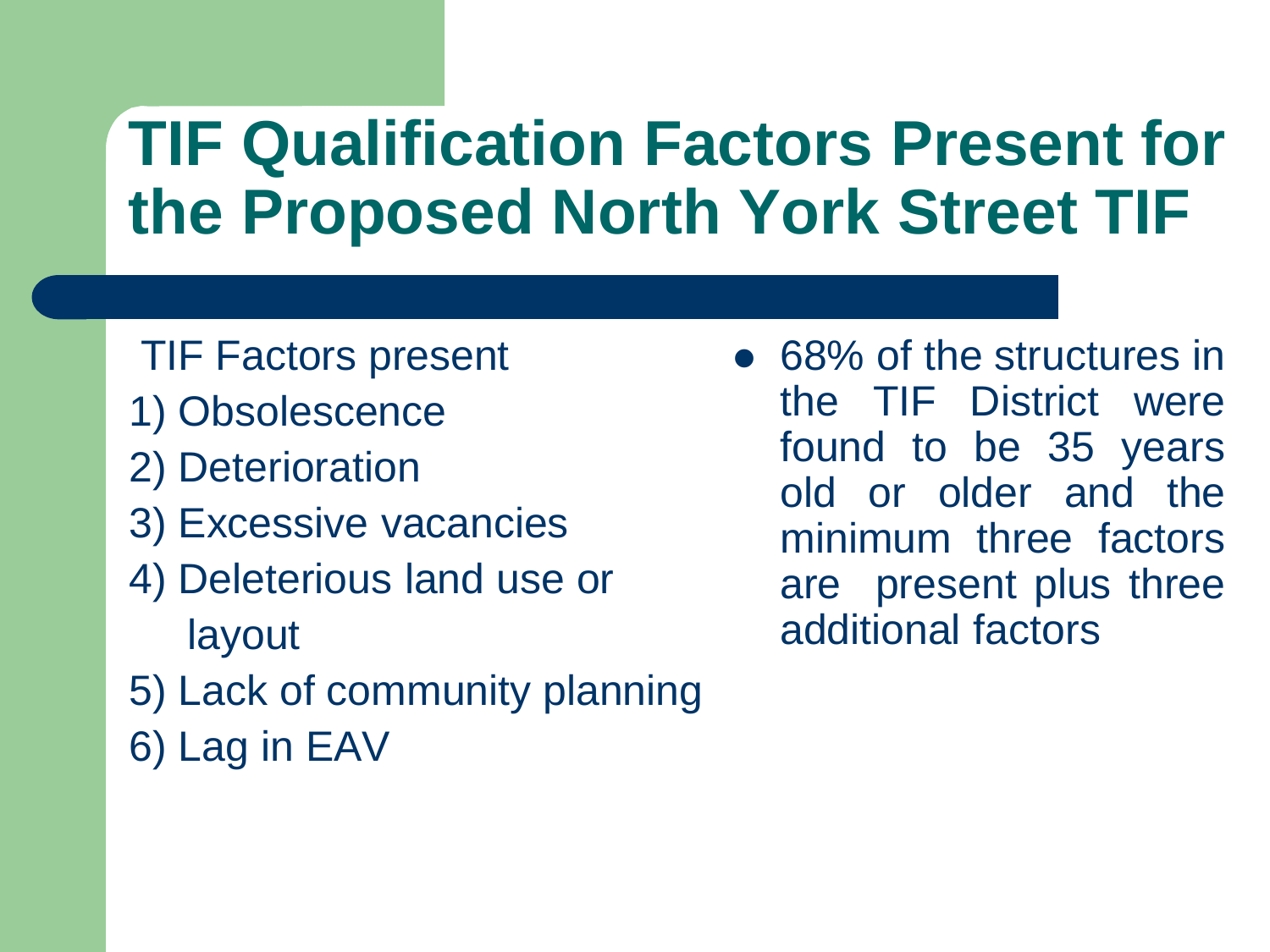# TIF Qualification Factors Present for the Proposed North York Street TIF

TIF Factors present

1) Obsolescence
2) Deterioration
3) Excessive vacancies
4) Deleterious land use or layout
5) Lack of community planning
6) Lag in EAV

- 68% of the structures in the TIF District were found to be 35 years old or older and the minimum three factors are present plus three additional factors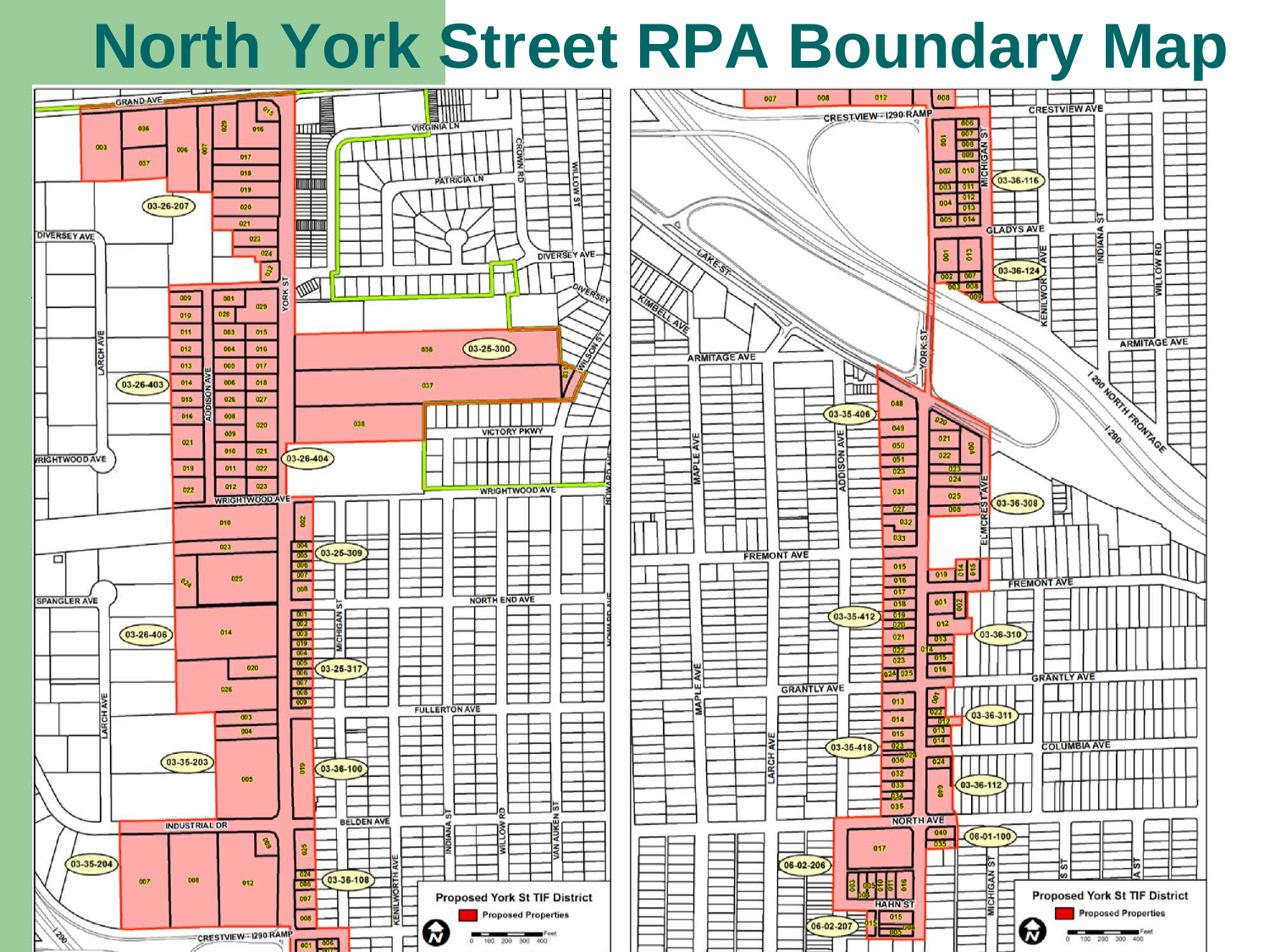# North York Street RPA Boundary Map

Proposed York St TIF District

Proposed Properties

Proposed York St TIF District

Proposed Properties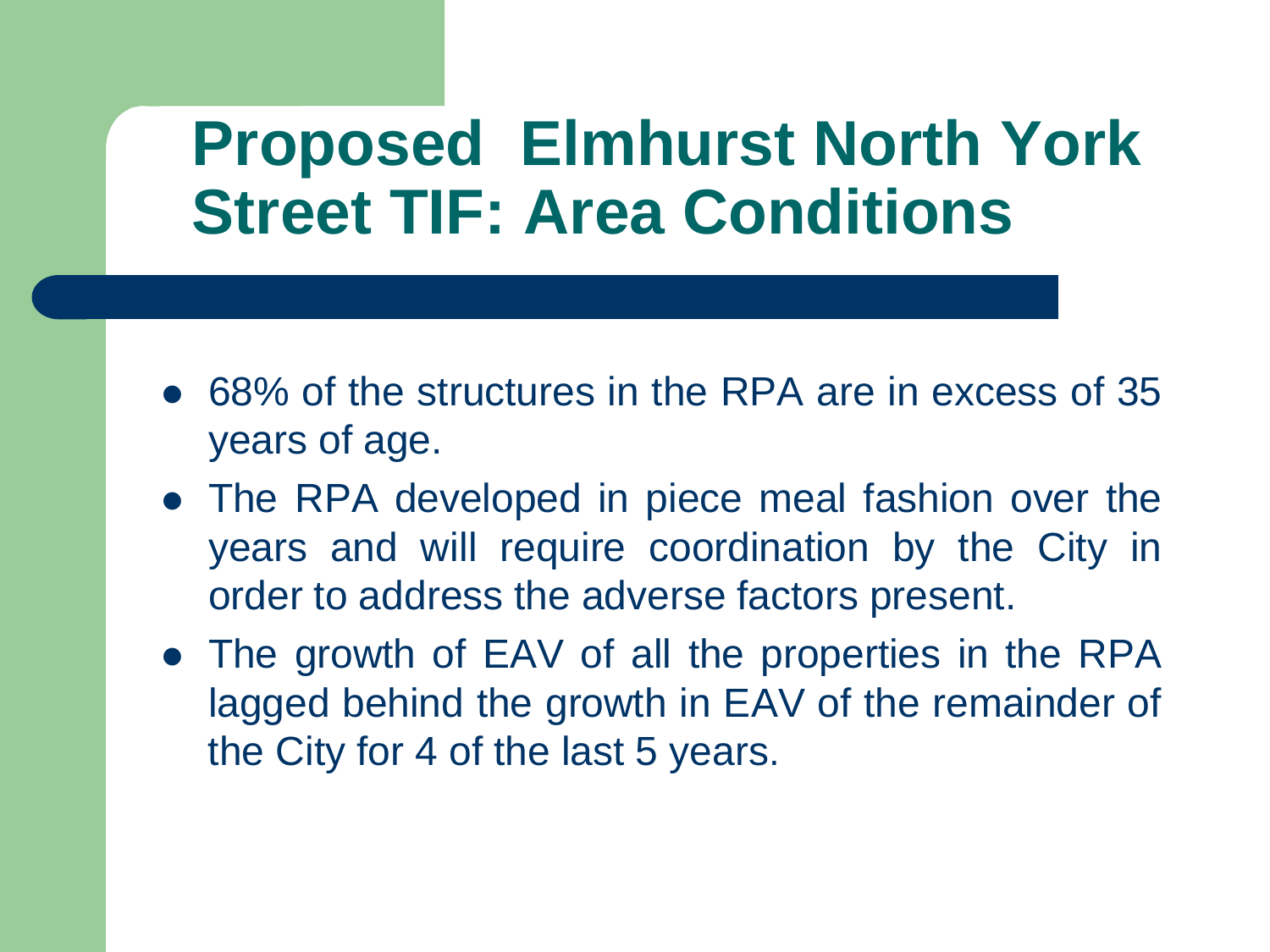# Proposed Elmhurst North York Street TIF: Area Conditions

- 68% of the structures in the RPA are in excess of 35 years of age.
- The RPA developed in piece meal fashion over the years and will require coordination by the City in order to address the adverse factors present.
- The growth of EAV of all the properties in the RPA lagged behind the growth in EAV of the remainder of the City for 4 of the last 5 years.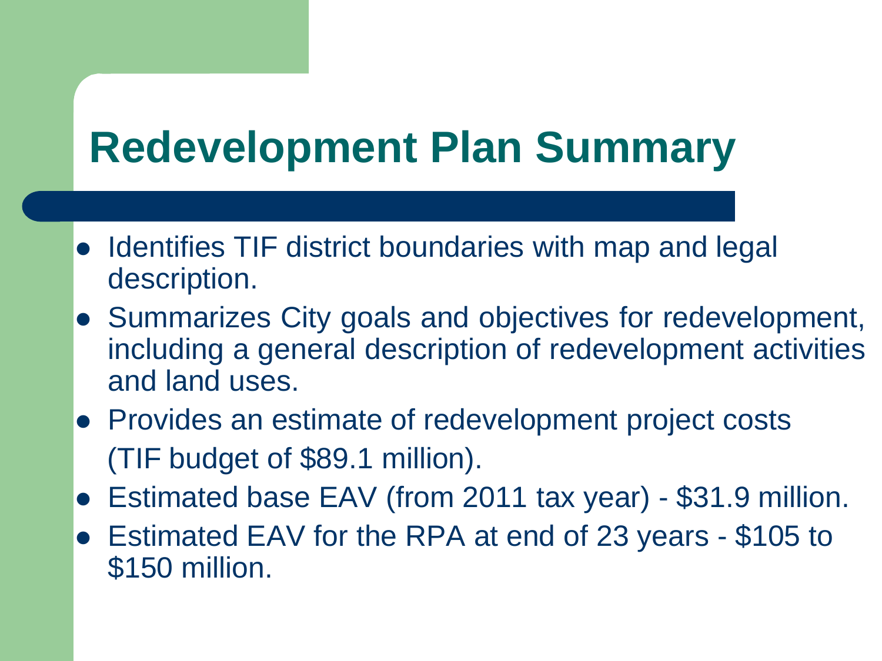# Redevelopment Plan Summary

- Identifies TIF district boundaries with map and legal description.
- Summarizes City goals and objectives for redevelopment, including a general description of redevelopment activities and land uses.
- Provides an estimate of redevelopment project costs (TIF budget of $89.1 million).
- Estimated base EAV (from 2011 tax year) - $31.9 million.
- Estimated EAV for the RPA at end of 23 years - $105 to $150 million.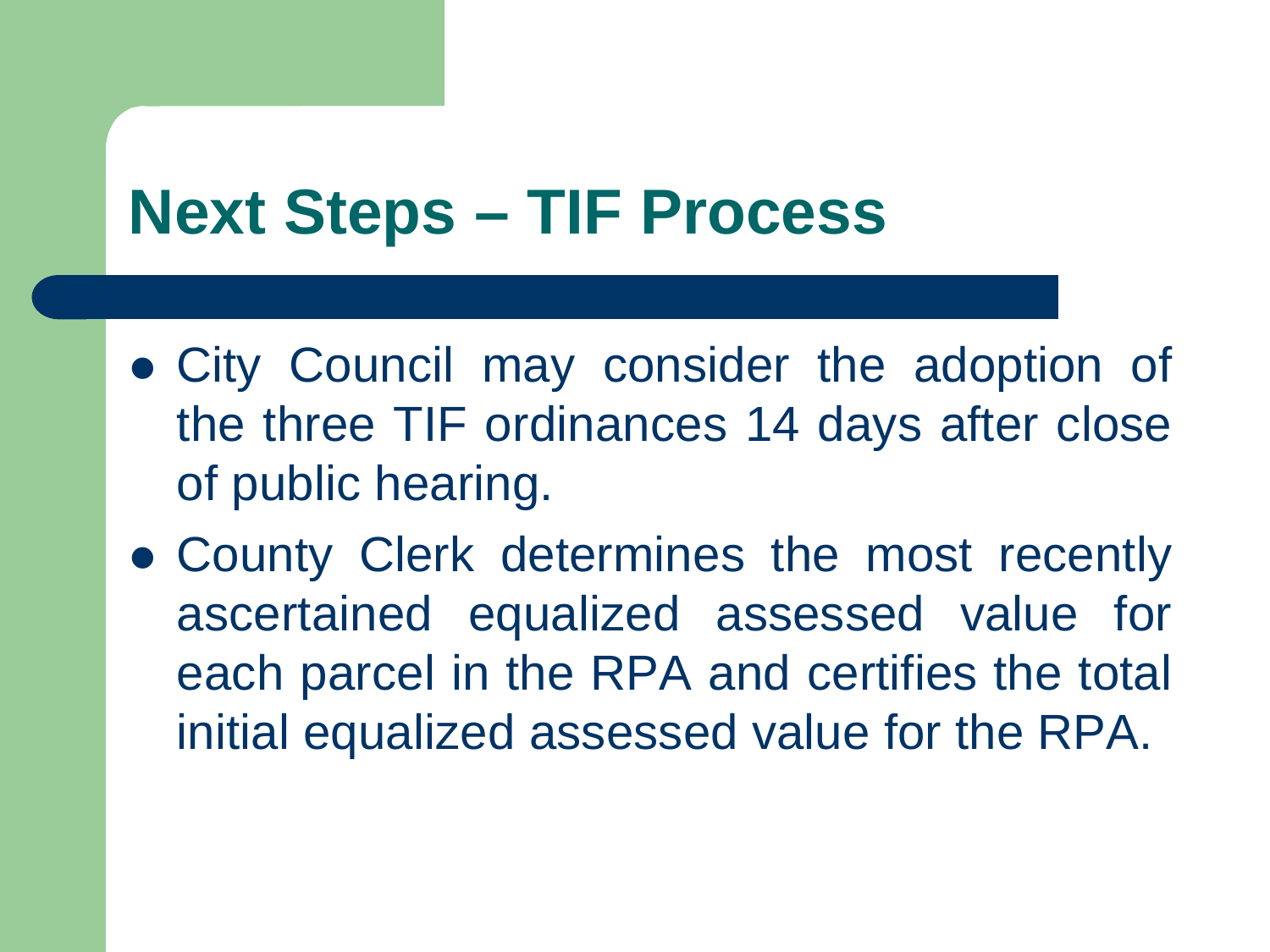# Next Steps – TIF Process

- City Council may consider the adoption of the three TIF ordinances 14 days after close of public hearing.
- County Clerk determines the most recently ascertained equalized assessed value for each parcel in the RPA and certifies the total initial equalized assessed value for the RPA.